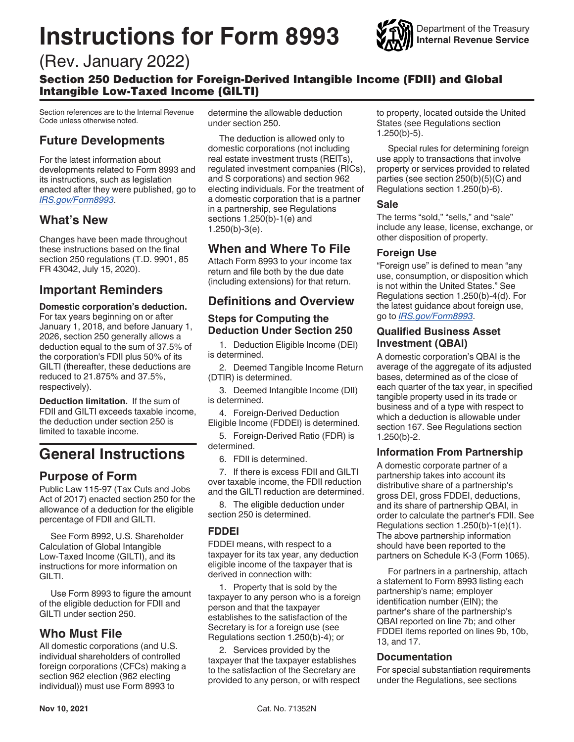# Instructions for Form 8993

(Rev. January 2022)

## Section 250 Deduction for Foreign-Derived Intangible Income (FDII) and Global Intangible Low-Taxed Income (GILTI)

Department of the Treasury
**Internal Revenue Service**

Section references are to the Internal Revenue Code unless otherwise noted.

## Future Developments

For the latest information about developments related to Form 8993 and its instructions, such as legislation enacted after they were published, go to *IRS.gov/Form8993*.

## What's New

Changes have been made throughout these instructions based on the final section 250 regulations (T.D. 9901, 85 FR 43042, July 15, 2020).

## Important Reminders

**Domestic corporation's deduction.** For tax years beginning on or after January 1, 2018, and before January 1, 2026, section 250 generally allows a deduction equal to the sum of 37.5% of the corporation's FDII plus 50% of its GILTI (thereafter, these deductions are reduced to 21.875% and 37.5%, respectively).

**Deduction limitation.** If the sum of FDII and GILTI exceeds taxable income, the deduction under section 250 is limited to taxable income.

# General Instructions

## Purpose of Form

Public Law 115-97 (Tax Cuts and Jobs Act of 2017) enacted section 250 for the allowance of a deduction for the eligible percentage of FDII and GILTI.

See Form 8992, U.S. Shareholder Calculation of Global Intangible Low-Taxed Income (GILTI), and its instructions for more information on GILTI.

Use Form 8993 to figure the amount of the eligible deduction for FDII and GILTI under section 250.

## Who Must File

All domestic corporations (and U.S. individual shareholders of controlled foreign corporations (CFCs) making a section 962 election (962 electing individual)) must use Form 8993 to determine the allowable deduction under section 250.

The deduction is allowed only to domestic corporations (not including real estate investment trusts (REITs), regulated investment companies (RICs), and S corporations) and section 962 electing individuals. For the treatment of a domestic corporation that is a partner in a partnership, see Regulations sections 1.250(b)-1(e) and 1.250(b)-3(e).

## When and Where To File

Attach Form 8993 to your income tax return and file both by the due date (including extensions) for that return.

## Definitions and Overview

### Steps for Computing the Deduction Under Section 250

1. Deduction Eligible Income (DEI) is determined.
2. Deemed Tangible Income Return (DTIR) is determined.
3. Deemed Intangible Income (DII) is determined.
4. Foreign-Derived Deduction Eligible Income (FDDEI) is determined.
5. Foreign-Derived Ratio (FDR) is determined.
6. FDII is determined.
7. If there is excess FDII and GILTI over taxable income, the FDII reduction and the GILTI reduction are determined.
8. The eligible deduction under section 250 is determined.

### FDDEI

FDDEI means, with respect to a taxpayer for its tax year, any deduction eligible income of the taxpayer that is derived in connection with:

1. Property that is sold by the taxpayer to any person who is a foreign person and that the taxpayer establishes to the satisfaction of the Secretary is for a foreign use (see Regulations section 1.250(b)-4); or
2. Services provided by the taxpayer that the taxpayer establishes to the satisfaction of the Secretary are provided to any person, or with respect to property, located outside the United States (see Regulations section 1.250(b)-5).

Special rules for determining foreign use apply to transactions that involve property or services provided to related parties (see section 250(b)(5)(C) and Regulations section 1.250(b)-6).

### Sale

The terms "sold," "sells," and "sale" include any lease, license, exchange, or other disposition of property.

### Foreign Use

"Foreign use" is defined to mean "any use, consumption, or disposition which is not within the United States." See Regulations section 1.250(b)-4(d). For the latest guidance about foreign use, go to *IRS.gov/Form8993*.

### Qualified Business Asset Investment (QBAI)

A domestic corporation's QBAI is the average of the aggregate of its adjusted bases, determined as of the close of each quarter of the tax year, in specified tangible property used in its trade or business and of a type with respect to which a deduction is allowable under section 167. See Regulations section 1.250(b)-2.

### Information From Partnership

A domestic corporate partner of a partnership takes into account its distributive share of a partnership's gross DEI, gross FDDEI, deductions, and its share of partnership QBAI, in order to calculate the partner's FDII. See Regulations section 1.250(b)-1(e)(1). The above partnership information should have been reported to the partners on Schedule K-3 (Form 1065).

For partners in a partnership, attach a statement to Form 8993 listing each partnership's name; employer identification number (EIN); the partner's share of the partnership's QBAI reported on line 7b; and other FDDEI items reported on lines 9b, 10b, 13, and 17.

### Documentation

For special substantiation requirements under the Regulations, see sections

Nov 10, 2021

Cat. No. 71352N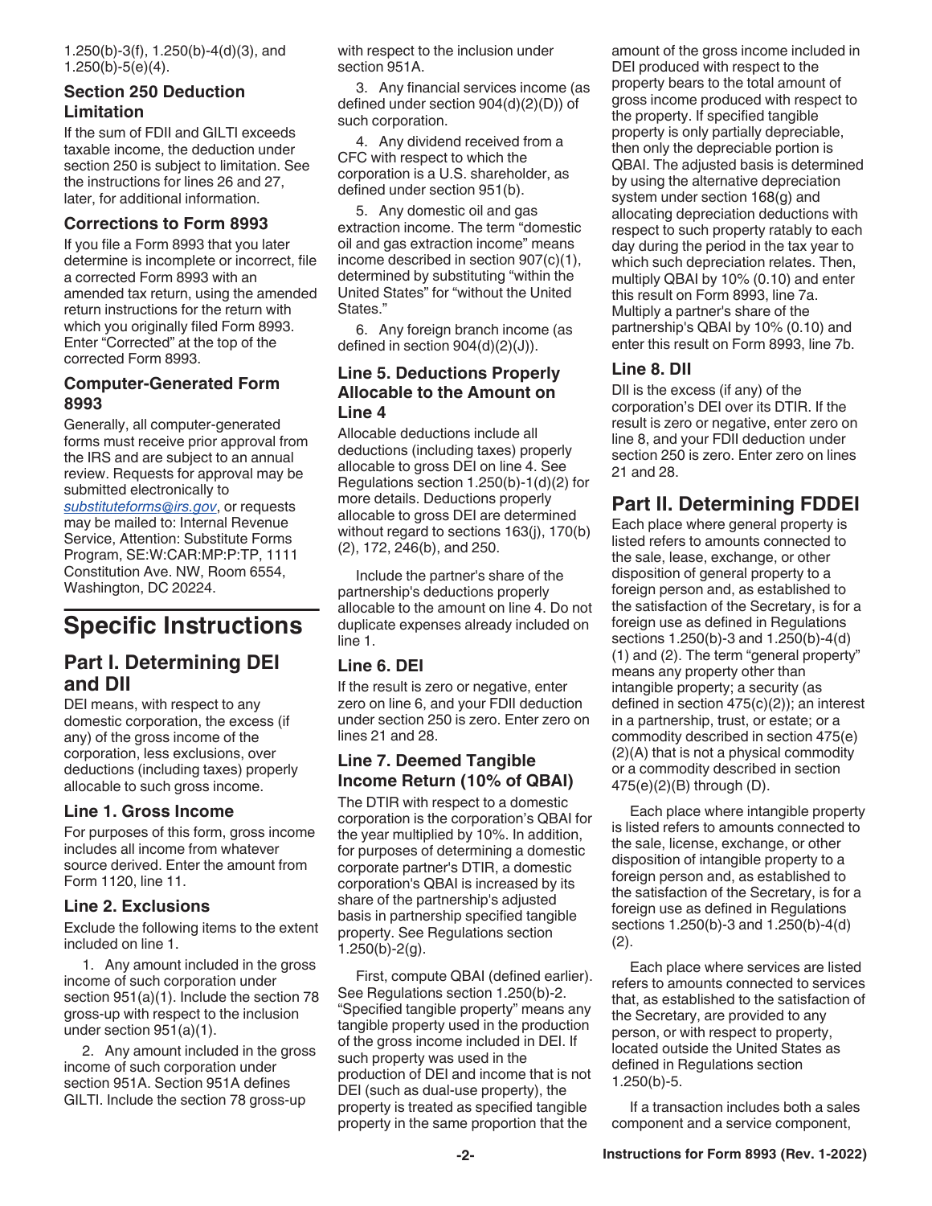1.250(b)-3(f), 1.250(b)-4(d)(3), and 1.250(b)-5(e)(4).

### Section 250 Deduction Limitation

If the sum of FDII and GILTI exceeds taxable income, the deduction under section 250 is subject to limitation. See the instructions for lines 26 and 27, later, for additional information.

### Corrections to Form 8993

If you file a Form 8993 that you later determine is incomplete or incorrect, file a corrected Form 8993 with an amended tax return, using the amended return instructions for the return with which you originally filed Form 8993. Enter "Corrected" at the top of the corrected Form 8993.

### Computer-Generated Form 8993

Generally, all computer-generated forms must receive prior approval from the IRS and are subject to an annual review. Requests for approval may be submitted electronically to *substituteforms@irs.gov*, or requests may be mailed to: Internal Revenue Service, Attention: Substitute Forms Program, SE:W:CAR:MP:P:TP, 1111 Constitution Ave. NW, Room 6554, Washington, DC 20224.

# Specific Instructions

## Part I. Determining DEI and DII

DEI means, with respect to any domestic corporation, the excess (if any) of the gross income of the corporation, less exclusions, over deductions (including taxes) properly allocable to such gross income.

### Line 1. Gross Income

For purposes of this form, gross income includes all income from whatever source derived. Enter the amount from Form 1120, line 11.

### Line 2. Exclusions

Exclude the following items to the extent included on line 1.

1. Any amount included in the gross income of such corporation under section 951(a)(1). Include the section 78 gross-up with respect to the inclusion under section 951(a)(1).

2. Any amount included in the gross income of such corporation under section 951A. Section 951A defines GILTI. Include the section 78 gross-up with respect to the inclusion under section 951A.

3. Any financial services income (as defined under section 904(d)(2)(D)) of such corporation.

4. Any dividend received from a CFC with respect to which the corporation is a U.S. shareholder, as defined under section 951(b).

5. Any domestic oil and gas extraction income. The term "domestic oil and gas extraction income" means income described in section 907(c)(1), determined by substituting "within the United States" for "without the United States."

6. Any foreign branch income (as defined in section 904(d)(2)(J)).

### Line 5. Deductions Properly Allocable to the Amount on Line 4

Allocable deductions include all deductions (including taxes) properly allocable to gross DEI on line 4. See Regulations section 1.250(b)-1(d)(2) for more details. Deductions properly allocable to gross DEI are determined without regard to sections 163(j), 170(b)(2), 172, 246(b), and 250.

Include the partner's share of the partnership's deductions properly allocable to the amount on line 4. Do not duplicate expenses already included on line 1.

### Line 6. DEI

If the result is zero or negative, enter zero on line 6, and your FDII deduction under section 250 is zero. Enter zero on lines 21 and 28.

### Line 7. Deemed Tangible Income Return (10% of QBAI)

The DTIR with respect to a domestic corporation is the corporation's QBAI for the year multiplied by 10%. In addition, for purposes of determining a domestic corporate partner's DTIR, a domestic corporation's QBAI is increased by its share of the partnership's adjusted basis in partnership specified tangible property. See Regulations section 1.250(b)-2(g).

First, compute QBAI (defined earlier). See Regulations section 1.250(b)-2. "Specified tangible property" means any tangible property used in the production of the gross income included in DEI. If such property was used in the production of DEI and income that is not DEI (such as dual-use property), the property is treated as specified tangible property in the same proportion that the amount of the gross income included in DEI produced with respect to the property bears to the total amount of gross income produced with respect to the property. If specified tangible property is only partially depreciable, then only the depreciable portion is QBAI. The adjusted basis is determined by using the alternative depreciation system under section 168(g) and allocating depreciation deductions with respect to such property ratably to each day during the period in the tax year to which such depreciation relates. Then, multiply QBAI by 10% (0.10) and enter this result on Form 8993, line 7a. Multiply a partner's share of the partnership's QBAI by 10% (0.10) and enter this result on Form 8993, line 7b.

### Line 8. DII

DII is the excess (if any) of the corporation's DEI over its DTIR. If the result is zero or negative, enter zero on line 8, and your FDII deduction under section 250 is zero. Enter zero on lines 21 and 28.

## Part II. Determining FDDEI

Each place where general property is listed refers to amounts connected to the sale, lease, exchange, or other disposition of general property to a foreign person and, as established to the satisfaction of the Secretary, is for a foreign use as defined in Regulations sections 1.250(b)-3 and 1.250(b)-4(d)(1) and (2). The term "general property" means any property other than intangible property; a security (as defined in section 475(c)(2)); an interest in a partnership, trust, or estate; or a commodity described in section 475(e)(2)(A) that is not a physical commodity or a commodity described in section 475(e)(2)(B) through (D).

Each place where intangible property is listed refers to amounts connected to the sale, license, exchange, or other disposition of intangible property to a foreign person and, as established to the satisfaction of the Secretary, is for a foreign use as defined in Regulations sections 1.250(b)-3 and 1.250(b)-4(d)(2).

Each place where services are listed refers to amounts connected to services that, as established to the satisfaction of the Secretary, are provided to any person, or with respect to property, located outside the United States as defined in Regulations section 1.250(b)-5.

If a transaction includes both a sales component and a service component,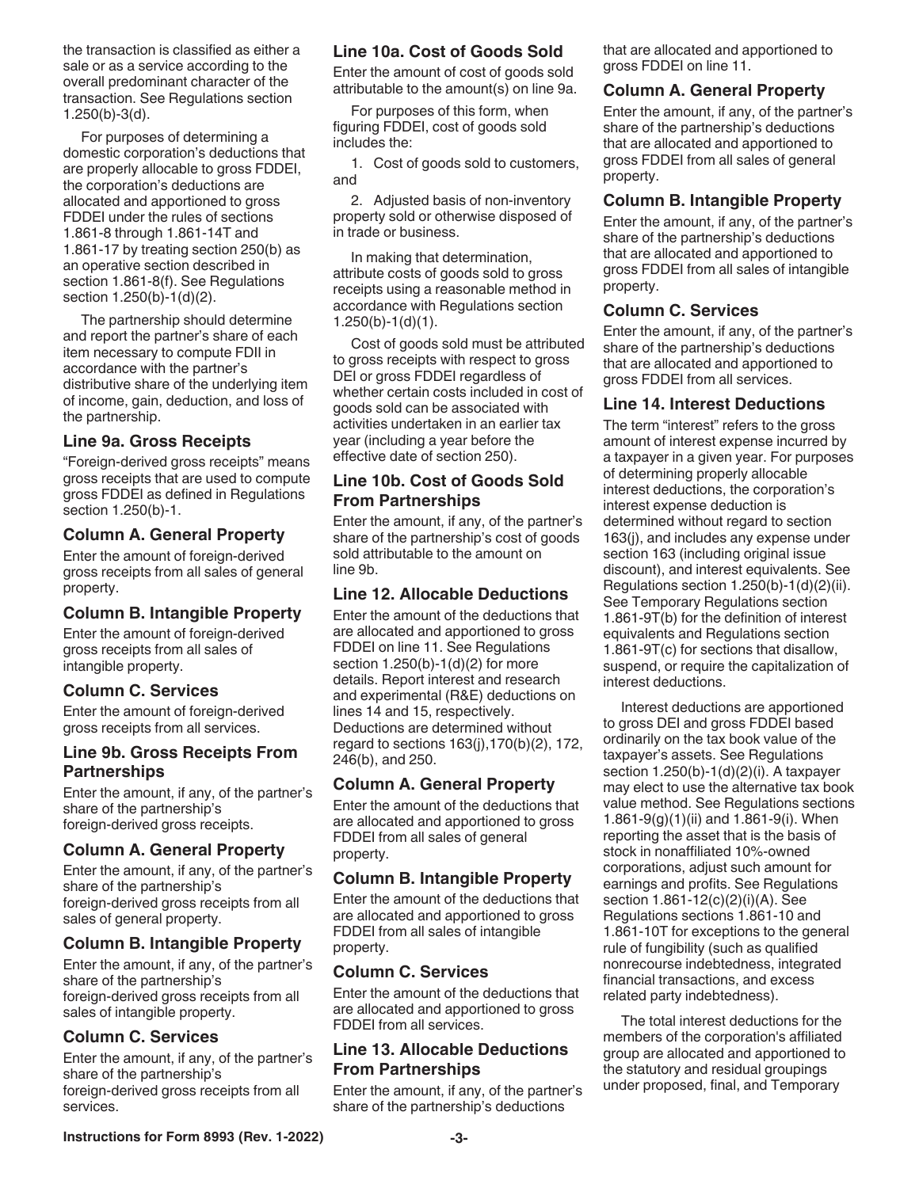the transaction is classified as either a sale or as a service according to the overall predominant character of the transaction. See Regulations section 1.250(b)-3(d).

For purposes of determining a domestic corporation's deductions that are properly allocable to gross FDDEI, the corporation's deductions are allocated and apportioned to gross FDDEI under the rules of sections 1.861-8 through 1.861-14T and 1.861-17 by treating section 250(b) as an operative section described in section 1.861-8(f). See Regulations section 1.250(b)-1(d)(2).

The partnership should determine and report the partner's share of each item necessary to compute FDII in accordance with the partner's distributive share of the underlying item of income, gain, deduction, and loss of the partnership.

### Line 9a. Gross Receipts

"Foreign-derived gross receipts" means gross receipts that are used to compute gross FDDEI as defined in Regulations section 1.250(b)-1.

### Column A. General Property

Enter the amount of foreign-derived gross receipts from all sales of general property.

### Column B. Intangible Property

Enter the amount of foreign-derived gross receipts from all sales of intangible property.

### Column C. Services

Enter the amount of foreign-derived gross receipts from all services.

### Line 9b. Gross Receipts From Partnerships

Enter the amount, if any, of the partner's share of the partnership's foreign-derived gross receipts.

### Column A. General Property

Enter the amount, if any, of the partner's share of the partnership's foreign-derived gross receipts from all sales of general property.

### Column B. Intangible Property

Enter the amount, if any, of the partner's share of the partnership's foreign-derived gross receipts from all sales of intangible property.

### Column C. Services

Enter the amount, if any, of the partner's share of the partnership's foreign-derived gross receipts from all services.

### Line 10a. Cost of Goods Sold

Enter the amount of cost of goods sold attributable to the amount(s) on line 9a.

For purposes of this form, when figuring FDDEI, cost of goods sold includes the:

1. Cost of goods sold to customers, and
2. Adjusted basis of non-inventory property sold or otherwise disposed of in trade or business.

In making that determination, attribute costs of goods sold to gross receipts using a reasonable method in accordance with Regulations section 1.250(b)-1(d)(1).

Cost of goods sold must be attributed to gross receipts with respect to gross DEI or gross FDDEI regardless of whether certain costs included in cost of goods sold can be associated with activities undertaken in an earlier tax year (including a year before the effective date of section 250).

### Line 10b. Cost of Goods Sold From Partnerships

Enter the amount, if any, of the partner's share of the partnership's cost of goods sold attributable to the amount on line 9b.

### Line 12. Allocable Deductions

Enter the amount of the deductions that are allocated and apportioned to gross FDDEI on line 11. See Regulations section 1.250(b)-1(d)(2) for more details. Report interest and research and experimental (R&E) deductions on lines 14 and 15, respectively. Deductions are determined without regard to sections 163(j),170(b)(2), 172, 246(b), and 250.

### Column A. General Property

Enter the amount of the deductions that are allocated and apportioned to gross FDDEI from all sales of general property.

### Column B. Intangible Property

Enter the amount of the deductions that are allocated and apportioned to gross FDDEI from all sales of intangible property.

### Column C. Services

Enter the amount of the deductions that are allocated and apportioned to gross FDDEI from all services.

### Line 13. Allocable Deductions From Partnerships

Enter the amount, if any, of the partner's share of the partnership's deductions that are allocated and apportioned to gross FDDEI on line 11.

### Column A. General Property

Enter the amount, if any, of the partner's share of the partnership's deductions that are allocated and apportioned to gross FDDEI from all sales of general property.

### Column B. Intangible Property

Enter the amount, if any, of the partner's share of the partnership's deductions that are allocated and apportioned to gross FDDEI from all sales of intangible property.

### Column C. Services

Enter the amount, if any, of the partner's share of the partnership's deductions that are allocated and apportioned to gross FDDEI from all services.

### Line 14. Interest Deductions

The term "interest" refers to the gross amount of interest expense incurred by a taxpayer in a given year. For purposes of determining properly allocable interest deductions, the corporation's interest expense deduction is determined without regard to section 163(j), and includes any expense under section 163 (including original issue discount), and interest equivalents. See Regulations section 1.250(b)-1(d)(2)(ii). See Temporary Regulations section 1.861-9T(b) for the definition of interest equivalents and Regulations section 1.861-9T(c) for sections that disallow, suspend, or require the capitalization of interest deductions.

Interest deductions are apportioned to gross DEI and gross FDDEI based ordinarily on the tax book value of the taxpayer's assets. See Regulations section 1.250(b)-1(d)(2)(i). A taxpayer may elect to use the alternative tax book value method. See Regulations sections 1.861-9(g)(1)(ii) and 1.861-9(i). When reporting the asset that is the basis of stock in nonaffiliated 10%-owned corporations, adjust such amount for earnings and profits. See Regulations section 1.861-12(c)(2)(i)(A). See Regulations sections 1.861-10 and 1.861-10T for exceptions to the general rule of fungibility (such as qualified nonrecourse indebtedness, integrated financial transactions, and excess related party indebtedness).

The total interest deductions for the members of the corporation's affiliated group are allocated and apportioned to the statutory and residual groupings under proposed, final, and Temporary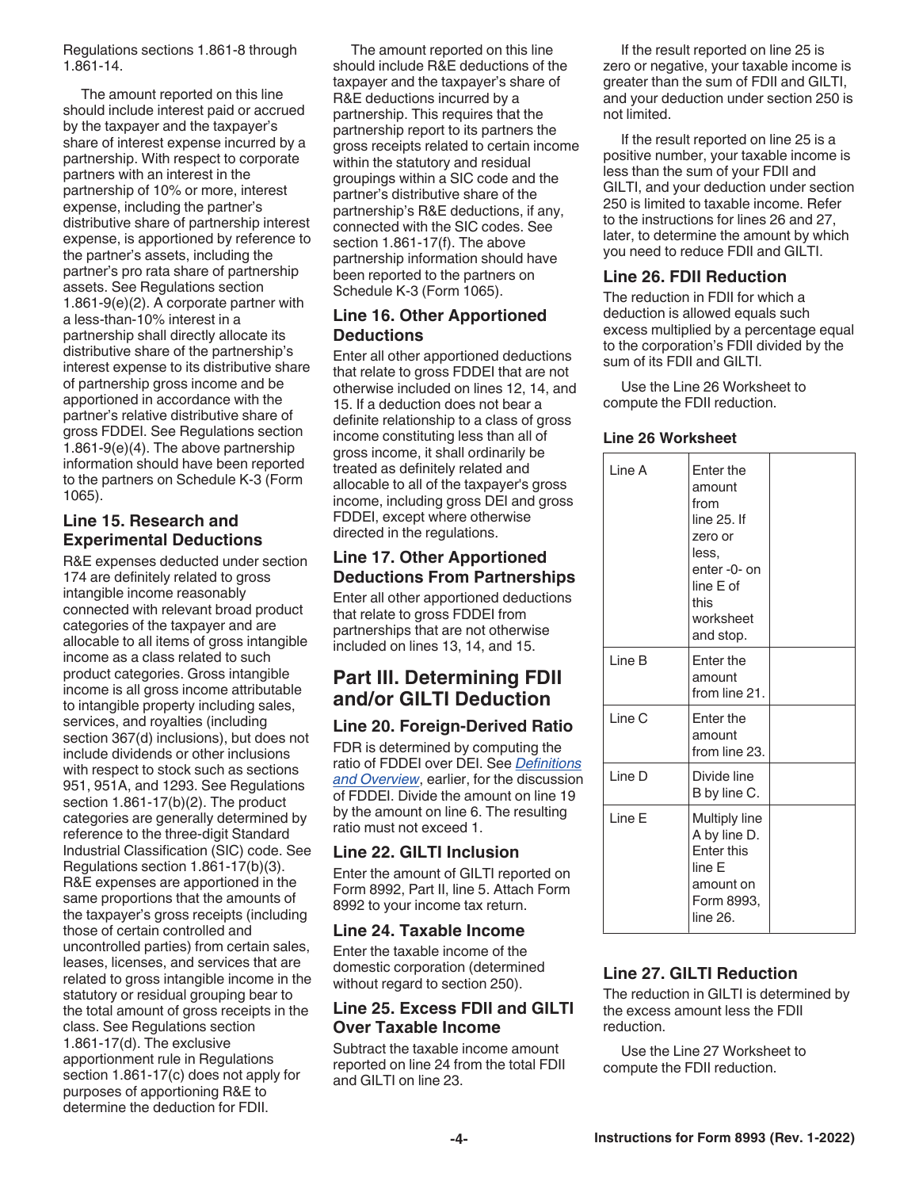Regulations sections 1.861-8 through 1.861-14.

The amount reported on this line should include interest paid or accrued by the taxpayer and the taxpayer's share of interest expense incurred by a partnership. With respect to corporate partners with an interest in the partnership of 10% or more, interest expense, including the partner's distributive share of partnership interest expense, is apportioned by reference to the partner's assets, including the partner's pro rata share of partnership assets. See Regulations section 1.861-9(e)(2). A corporate partner with a less-than-10% interest in a partnership shall directly allocate its distributive share of the partnership's interest expense to its distributive share of partnership gross income and be apportioned in accordance with the partner's relative distributive share of gross FDDEI. See Regulations section 1.861-9(e)(4). The above partnership information should have been reported to the partners on Schedule K-3 (Form 1065).

### Line 15. Research and Experimental Deductions

R&E expenses deducted under section 174 are definitely related to gross intangible income reasonably connected with relevant broad product categories of the taxpayer and are allocable to all items of gross intangible income as a class related to such product categories. Gross intangible income is all gross income attributable to intangible property including sales, services, and royalties (including section 367(d) inclusions), but does not include dividends or other inclusions with respect to stock such as sections 951, 951A, and 1293. See Regulations section 1.861-17(b)(2). The product categories are generally determined by reference to the three-digit Standard Industrial Classification (SIC) code. See Regulations section 1.861-17(b)(3). R&E expenses are apportioned in the same proportions that the amounts of the taxpayer's gross receipts (including those of certain controlled and uncontrolled parties) from certain sales, leases, licenses, and services that are related to gross intangible income in the statutory or residual grouping bear to the total amount of gross receipts in the class. See Regulations section 1.861-17(d). The exclusive apportionment rule in Regulations section 1.861-17(c) does not apply for purposes of apportioning R&E to determine the deduction for FDII.

The amount reported on this line should include R&E deductions of the taxpayer and the taxpayer's share of R&E deductions incurred by a partnership. This requires that the partnership report to its partners the gross receipts related to certain income within the statutory and residual groupings within a SIC code and the partner's distributive share of the partnership's R&E deductions, if any, connected with the SIC codes. See section 1.861-17(f). The above partnership information should have been reported to the partners on Schedule K-3 (Form 1065).

### Line 16. Other Apportioned Deductions

Enter all other apportioned deductions that relate to gross FDDEI that are not otherwise included on lines 12, 14, and 15. If a deduction does not bear a definite relationship to a class of gross income constituting less than all of gross income, it shall ordinarily be treated as definitely related and allocable to all of the taxpayer's gross income, including gross DEI and gross FDDEI, except where otherwise directed in the regulations.

### Line 17. Other Apportioned Deductions From Partnerships

Enter all other apportioned deductions that relate to gross FDDEI from partnerships that are not otherwise included on lines 13, 14, and 15.

## Part III. Determining FDII and/or GILTI Deduction

### Line 20. Foreign-Derived Ratio

FDR is determined by computing the ratio of FDDEI over DEI. See *Definitions and Overview*, earlier, for the discussion of FDDEI. Divide the amount on line 19 by the amount on line 6. The resulting ratio must not exceed 1.

### Line 22. GILTI Inclusion

Enter the amount of GILTI reported on Form 8992, Part II, line 5. Attach Form 8992 to your income tax return.

### Line 24. Taxable Income

Enter the taxable income of the domestic corporation (determined without regard to section 250).

### Line 25. Excess FDII and GILTI Over Taxable Income

Subtract the taxable income amount reported on line 24 from the total FDII and GILTI on line 23.

If the result reported on line 25 is zero or negative, your taxable income is greater than the sum of FDII and GILTI, and your deduction under section 250 is not limited.

If the result reported on line 25 is a positive number, your taxable income is less than the sum of your FDII and GILTI, and your deduction under section 250 is limited to taxable income. Refer to the instructions for lines 26 and 27, later, to determine the amount by which you need to reduce FDII and GILTI.

### Line 26. FDII Reduction

The reduction in FDII for which a deduction is allowed equals such excess multiplied by a percentage equal to the corporation's FDII divided by the sum of its FDII and GILTI.

Use the Line 26 Worksheet to compute the FDII reduction.

**Line 26 Worksheet**

| | | |
|---|---|---|
| Line A | Enter the amount from line 25. If zero or less, enter -0- on line E of this worksheet and stop. | |
| Line B | Enter the amount from line 21. | |
| Line C | Enter the amount from line 23. | |
| Line D | Divide line B by line C. | |
| Line E | Multiply line A by line D. Enter this line E amount on Form 8993, line 26. | |

### Line 27. GILTI Reduction

The reduction in GILTI is determined by the excess amount less the FDII reduction.

Use the Line 27 Worksheet to compute the FDII reduction.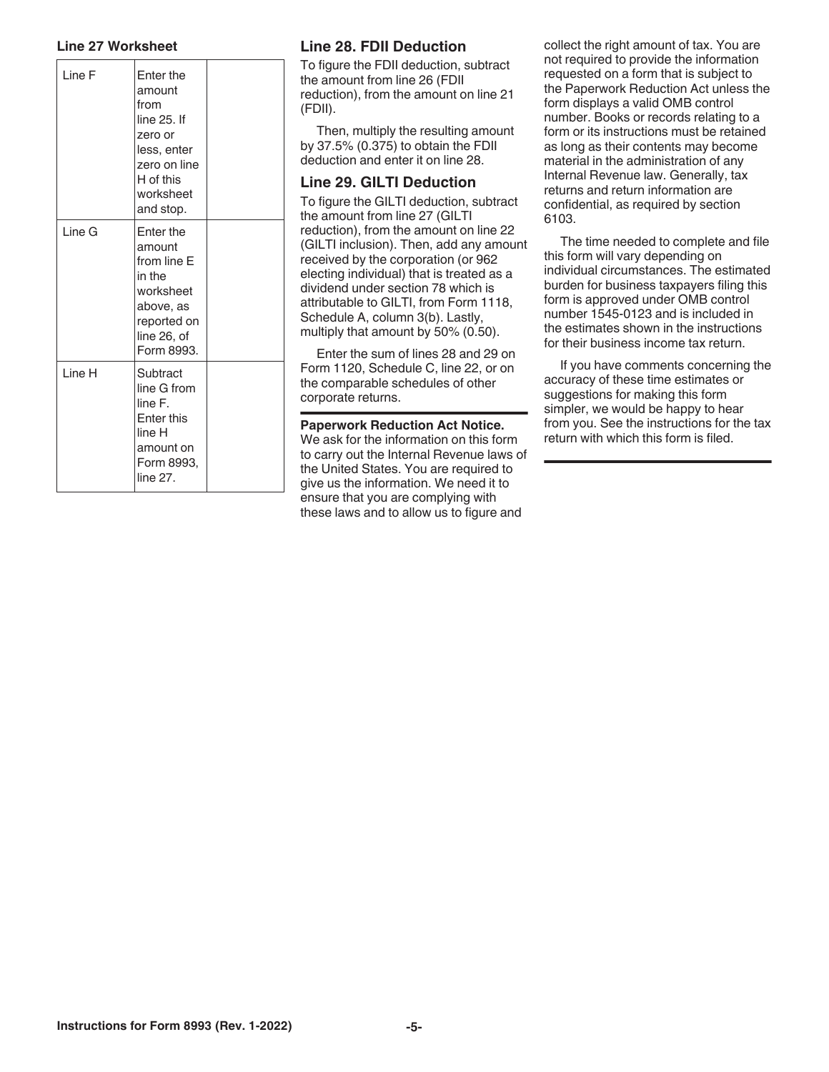**Line 27 Worksheet**

| | | |
|---|---|---|
| Line F | Enter the amount from line 25. If zero or less, enter zero on line H of this worksheet and stop. | |
| Line G | Enter the amount from line E in the worksheet above, as reported on line 26, of Form 8993. | |
| Line H | Subtract line G from line F. Enter this line H amount on Form 8993, line 27. | |

## Line 28. FDII Deduction

To figure the FDII deduction, subtract the amount from line 26 (FDII reduction), from the amount on line 21 (FDII).

Then, multiply the resulting amount by 37.5% (0.375) to obtain the FDII deduction and enter it on line 28.

## Line 29. GILTI Deduction

To figure the GILTI deduction, subtract the amount from line 27 (GILTI reduction), from the amount on line 22 (GILTI inclusion). Then, add any amount received by the corporation (or 962 electing individual) that is treated as a dividend under section 78 which is attributable to GILTI, from Form 1118, Schedule A, column 3(b). Lastly, multiply that amount by 50% (0.50).

Enter the sum of lines 28 and 29 on Form 1120, Schedule C, line 22, or on the comparable schedules of other corporate returns.

**Paperwork Reduction Act Notice.** We ask for the information on this form to carry out the Internal Revenue laws of the United States. You are required to give us the information. We need it to ensure that you are complying with these laws and to allow us to figure and collect the right amount of tax. You are not required to provide the information requested on a form that is subject to the Paperwork Reduction Act unless the form displays a valid OMB control number. Books or records relating to a form or its instructions must be retained as long as their contents may become material in the administration of any Internal Revenue law. Generally, tax returns and return information are confidential, as required by section 6103.

The time needed to complete and file this form will vary depending on individual circumstances. The estimated burden for business taxpayers filing this form is approved under OMB control number 1545-0123 and is included in the estimates shown in the instructions for their business income tax return.

If you have comments concerning the accuracy of these time estimates or suggestions for making this form simpler, we would be happy to hear from you. See the instructions for the tax return with which this form is filed.